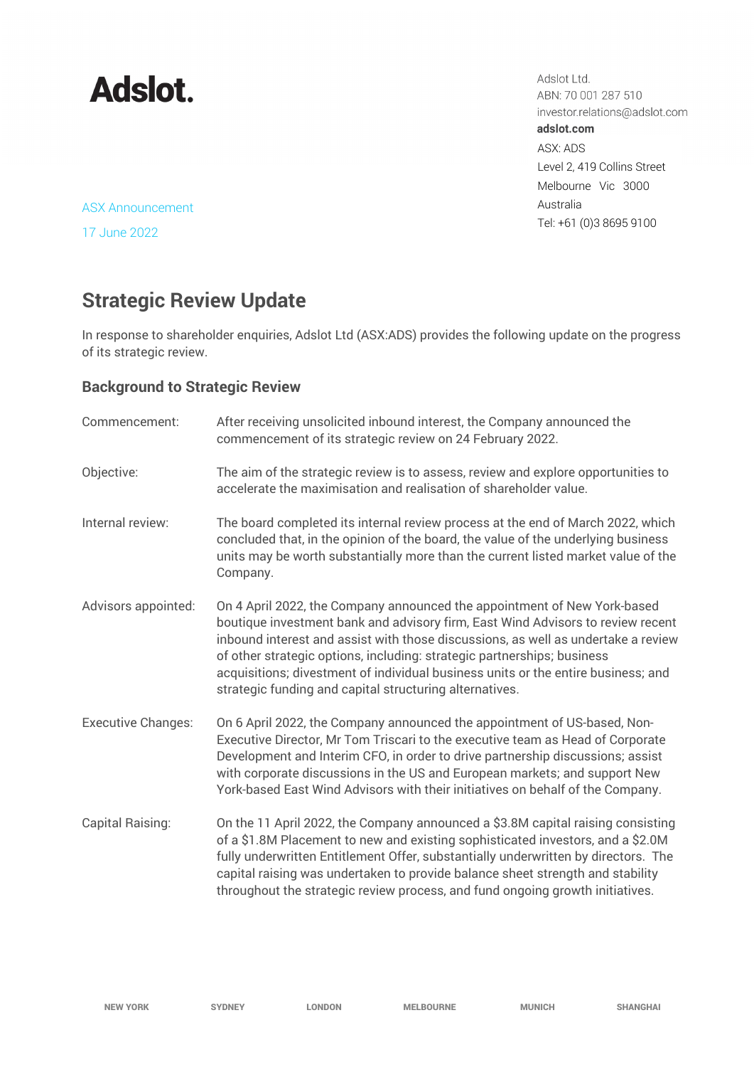# Adslot.

Adslot Ltd.
ABN: 70 001 287 510
investor.relations@adslot.com
**adslot.com**
ASX: ADS
Level 2, 419 Collins Street
Melbourne Vic 3000
Australia
Tel: +61 (0)3 8695 9100

ASX Announcement

17 June 2022

## Strategic Review Update

In response to shareholder enquiries, Adslot Ltd (ASX:ADS) provides the following update on the progress of its strategic review.

### Background to Strategic Review

| | |
|---|---|
| Commencement: | After receiving unsolicited inbound interest, the Company announced the commencement of its strategic review on 24 February 2022. |
| Objective: | The aim of the strategic review is to assess, review and explore opportunities to accelerate the maximisation and realisation of shareholder value. |
| Internal review: | The board completed its internal review process at the end of March 2022, which concluded that, in the opinion of the board, the value of the underlying business units may be worth substantially more than the current listed market value of the Company. |
| Advisors appointed: | On 4 April 2022, the Company announced the appointment of New York-based boutique investment bank and advisory firm, East Wind Advisors to review recent inbound interest and assist with those discussions, as well as undertake a review of other strategic options, including: strategic partnerships; business acquisitions; divestment of individual business units or the entire business; and strategic funding and capital structuring alternatives. |
| Executive Changes: | On 6 April 2022, the Company announced the appointment of US-based, Non-Executive Director, Mr Tom Triscari to the executive team as Head of Corporate Development and Interim CFO, in order to drive partnership discussions; assist with corporate discussions in the US and European markets; and support New York-based East Wind Advisors with their initiatives on behalf of the Company. |
| Capital Raising: | On the 11 April 2022, the Company announced a $3.8M capital raising consisting of a $1.8M Placement to new and existing sophisticated investors, and a $2.0M fully underwritten Entitlement Offer, substantially underwritten by directors. The capital raising was undertaken to provide balance sheet strength and stability throughout the strategic review process, and fund ongoing growth initiatives. |

NEW YORK SYDNEY LONDON MELBOURNE MUNICH SHANGHAI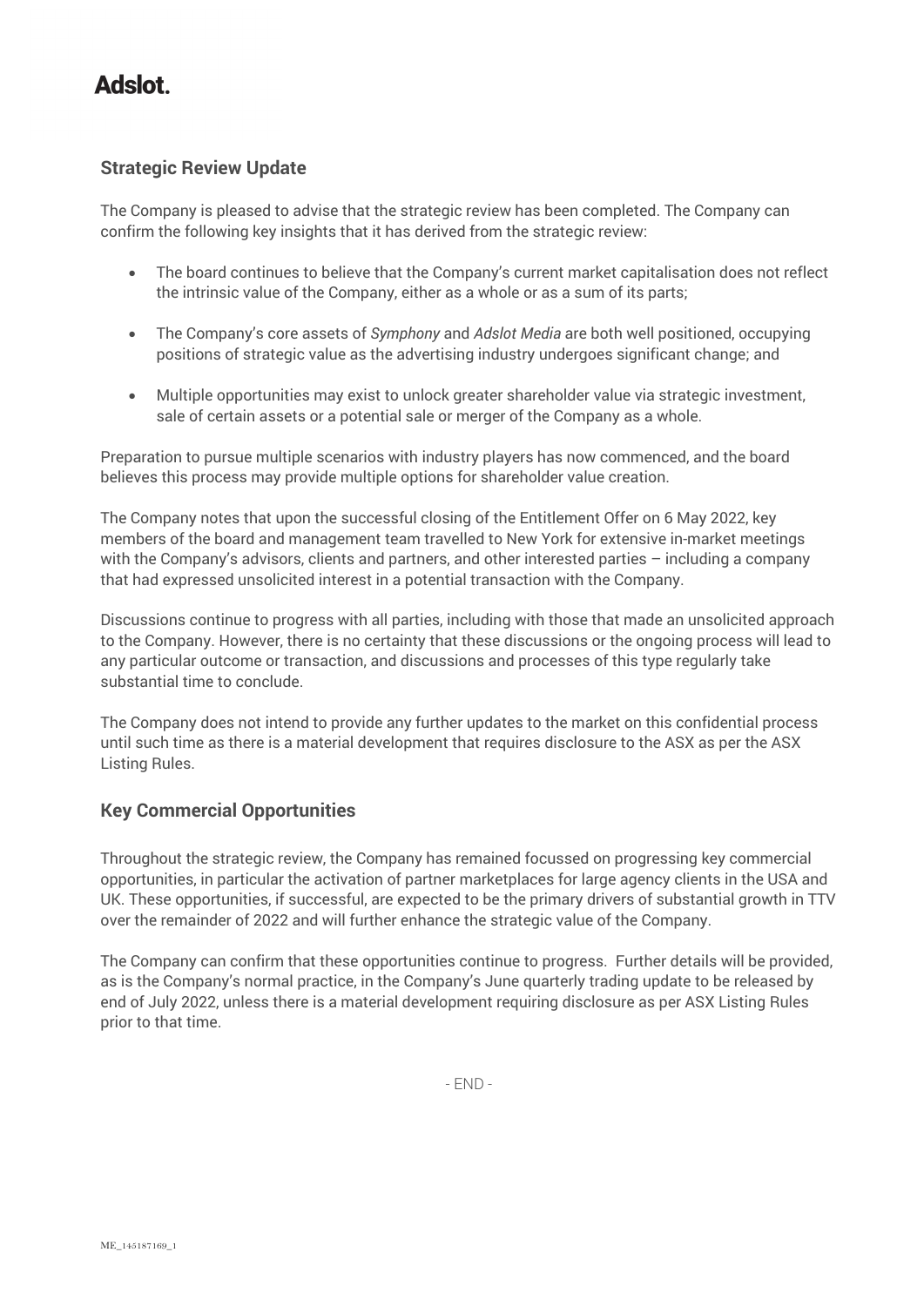## Strategic Review Update

The Company is pleased to advise that the strategic review has been completed. The Company can confirm the following key insights that it has derived from the strategic review:

- The board continues to believe that the Company's current market capitalisation does not reflect the intrinsic value of the Company, either as a whole or as a sum of its parts;
- The Company's core assets of *Symphony* and *Adslot Media* are both well positioned, occupying positions of strategic value as the advertising industry undergoes significant change; and
- Multiple opportunities may exist to unlock greater shareholder value via strategic investment, sale of certain assets or a potential sale or merger of the Company as a whole.

Preparation to pursue multiple scenarios with industry players has now commenced, and the board believes this process may provide multiple options for shareholder value creation.

The Company notes that upon the successful closing of the Entitlement Offer on 6 May 2022, key members of the board and management team travelled to New York for extensive in-market meetings with the Company's advisors, clients and partners, and other interested parties – including a company that had expressed unsolicited interest in a potential transaction with the Company.

Discussions continue to progress with all parties, including with those that made an unsolicited approach to the Company. However, there is no certainty that these discussions or the ongoing process will lead to any particular outcome or transaction, and discussions and processes of this type regularly take substantial time to conclude.

The Company does not intend to provide any further updates to the market on this confidential process until such time as there is a material development that requires disclosure to the ASX as per the ASX Listing Rules.

## Key Commercial Opportunities

Throughout the strategic review, the Company has remained focussed on progressing key commercial opportunities, in particular the activation of partner marketplaces for large agency clients in the USA and UK. These opportunities, if successful, are expected to be the primary drivers of substantial growth in TTV over the remainder of 2022 and will further enhance the strategic value of the Company.

The Company can confirm that these opportunities continue to progress. Further details will be provided, as is the Company's normal practice, in the Company's June quarterly trading update to be released by end of July 2022, unless there is a material development requiring disclosure as per ASX Listing Rules prior to that time.

- END -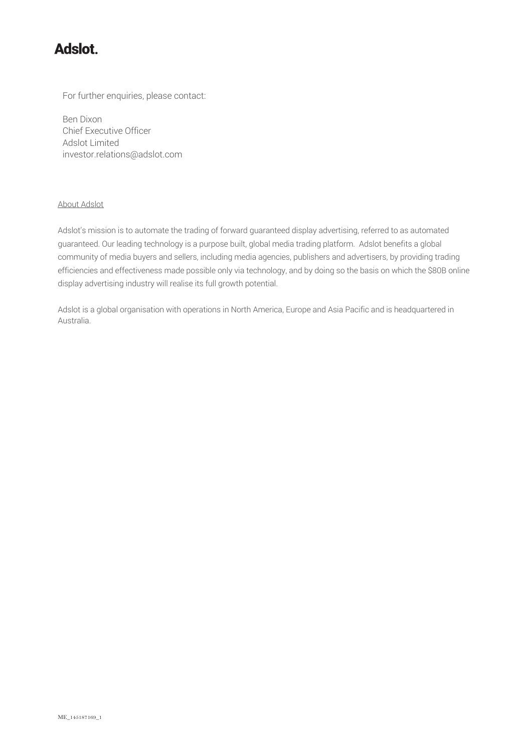# Adslot.

For further enquiries, please contact:

Ben Dixon
Chief Executive Officer
Adslot Limited
investor.relations@adslot.com

About Adslot

Adslot's mission is to automate the trading of forward guaranteed display advertising, referred to as automated guaranteed. Our leading technology is a purpose built, global media trading platform. Adslot benefits a global community of media buyers and sellers, including media agencies, publishers and advertisers, by providing trading efficiencies and effectiveness made possible only via technology, and by doing so the basis on which the $80B online display advertising industry will realise its full growth potential.

Adslot is a global organisation with operations in North America, Europe and Asia Pacific and is headquartered in Australia.

ME_145187169_1